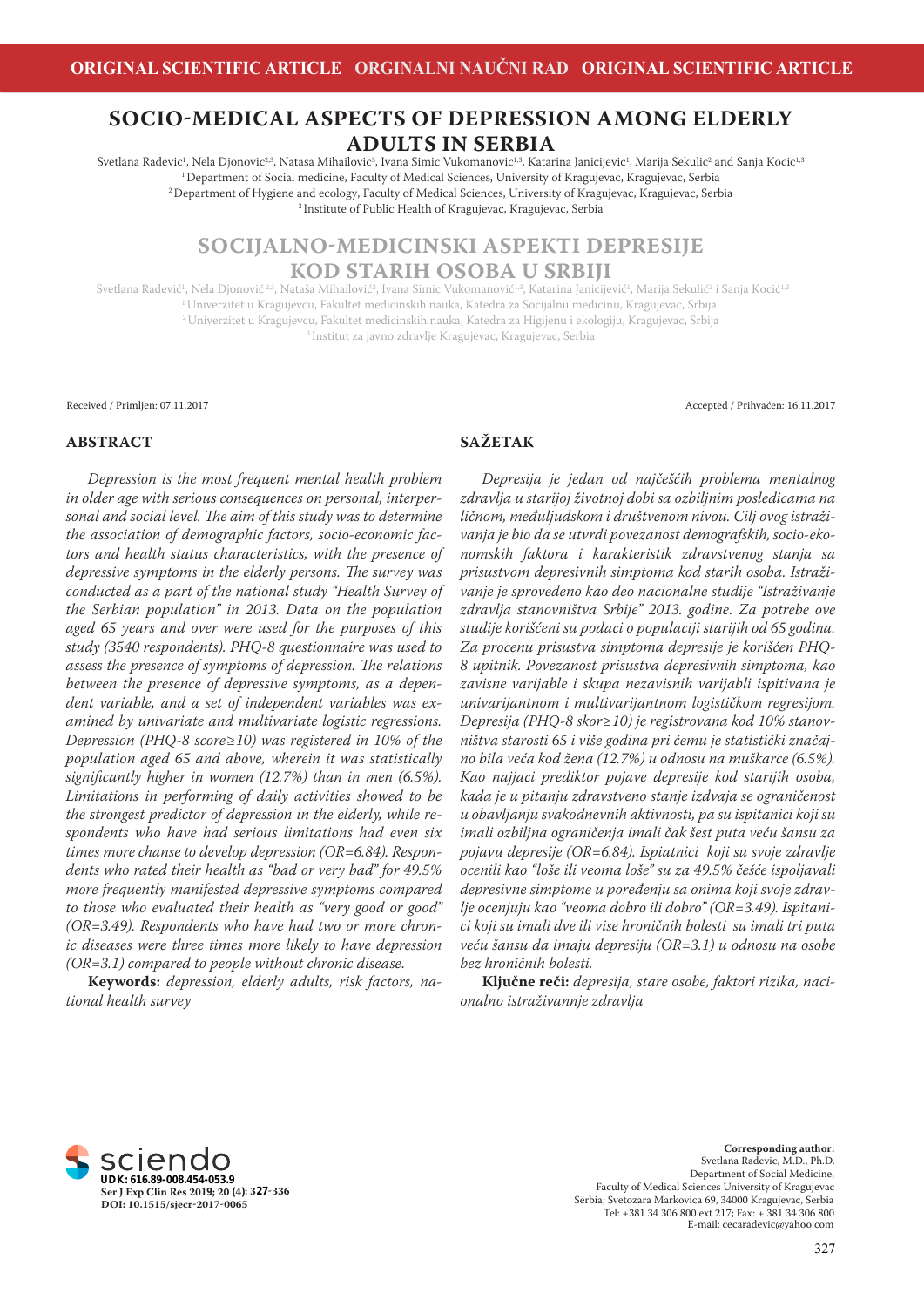ORIGINAL SCIENTIFIC ARTICLE ORGINALNI NAUČNI RAD ORIGINAL SCIENTIFIC ARTICLE

# SOCIO-MEDICAL ASPECTS OF DEPRESSION AMONG ELDERLY ADULTS IN SERBIA

Svetlana Radevic[1], Nela Djonovic[2,3], Natasa Mihailovic[3], Ivana Simic Vukomanovic[1,3], Katarina Janicijevic[1], Marija Sekulic[2] and Sanja Kocic[1,3]

[1] Department of Social medicine, Faculty of Medical Sciences, University of Kragujevac, Kragujevac, Serbia
[2] Department of Hygiene and ecology, Faculty of Medical Sciences, University of Kragujevac, Kragujevac, Serbia
[3] Institute of Public Health of Kragujevac, Kragujevac, Serbia

# SOCIJALNO-MEDICINSKI ASPEKTI DEPRESIJE KOD STARIH OSOBA U SRBIJI

Svetlana Radević[1], Nela Djonović[2,3], Nataša Mihailović[3], Ivana Simic Vukomanović[1,3], Katarina Janicijević[1], Marija Sekulić[2] i Sanja Kocić[1,3]

[1] Univerzitet u Kragujevcu, Fakultet medicinskih nauka, Katedra za Socijalnu medicinu, Kragujevac, Srbija
[2] Univerzitet u Kragujevcu, Fakultet medicinskih nauka, Katedra za Higijenu i ekologiju, Kragujevac, Srbija
[3] Institut za javno zdravlje Kragujevac, Kragujevac, Serbia

Received / Primljen: 07.11.2017

Accepted / Prihvaćen: 16.11.2017

## ABSTRACT

*Depression is the most frequent mental health problem in older age with serious consequences on personal, interpersonal and social level. The aim of this study was to determine the association of demographic factors, socio-economic factors and health status characteristics, with the presence of depressive symptoms in the elderly persons. The survey was conducted as a part of the national study "Health Survey of the Serbian population" in 2013. Data on the population aged 65 years and over were used for the purposes of this study (3540 respondents). PHQ-8 questionnaire was used to assess the presence of symptoms of depression. The relations between the presence of depressive symptoms, as a dependent variable, and a set of independent variables was examined by univariate and multivariate logistic regressions. Depression (PHQ-8 score≥10) was registered in 10% of the population aged 65 and above, wherein it was statistically significantly higher in women (12.7%) than in men (6.5%). Limitations in performing of daily activities showed to be the strongest predictor of depression in the elderly, while respondents who have had serious limitations had even six times more chanse to develop depression (OR=6.84). Respondents who rated their health as "bad or very bad" for 49.5% more frequently manifested depressive symptoms compared to those who evaluated their health as "very good or good" (OR=3.49). Respondents who have had two or more chronic diseases were three times more likely to have depression (OR=3.1) compared to people without chronic disease.*

**Keywords:** *depression, elderly adults, risk factors, national health survey*

## SAŽETAK

*Depresija je jedan od najčešćih problema mentalnog zdravlja u starijoj životnoj dobi sa ozbiljnim posledicama na ličnom, međuljudskom i društvenom nivou. Cilj ovog istraživanja je bio da se utvrdi povezanost demografskih, socio-ekonomskih faktora i karakteristik zdravstvenog stanja sa prisustvom depresivnih simptoma kod starih osoba. Istraživanje je sprovedeno kao deo nacionalne studije "Istraživanje zdravlja stanovništva Srbije" 2013. godine. Za potrebe ove studije korišćeni su podaci o populaciji starijih od 65 godina. Za procenu prisustva simptoma depresije je korišćen PHQ-8 upitnik. Povezanost prisustva depresivnih simptoma, kao zavisne varijable i skupa nezavisnih varijabli ispitivana je univarijantnom i multivarijantnom logističkom regresijom. Depresija (PHQ-8 skor≥10) je registrovana kod 10% stanovništva starosti 65 i više godina pri čemu je statistički značajno bila veća kod žena (12.7%) u odnosu na muškarce (6.5%). Kao najjaci prediktor pojave depresije kod starijih osoba, kada je u pitanju zdravstveno stanje izdvaja se ograničenost u obavljanju svakodnevnih aktivnosti, pa su ispitanici koji su imali ozbiljna ograničenja imali čak šest puta veću šansu za pojavu depresije (OR=6.84). Ispiatnici koji su svoje zdravlje ocenili kao "loše ili veoma loše" su za 49.5% češće ispoljavali depresivne simptome u poređenju sa onima koji svoje zdravlje ocenjuju kao "veoma dobro ili dobro" (OR=3.49). Ispitanici koji su imali dve ili vise hroničnih bolesti su imali tri puta veću šansu da imaju depresiju (OR=3.1) u odnosu na osobe bez hroničnih bolesti.*

**Ključne reči:** *depresija, stare osobe, faktori rizika, nacionalno istraživannje zdravlja*

UDK: 616.89-008.454-053.9
DOI: 10.1515/sjecr-2017-0065

**Corresponding author:**
Svetlana Radevic, M.D., Ph.D.
Department of Social Medicine,
Faculty of Medical Sciences University of Kragujevac
Serbia; Svetozara Markovica 69, 34000 Kragujevac, Serbia
Tel: +381 34 306 800 ext 217; Fax: + 381 34 306 800
E-mail: cecaradevic@yahoo.com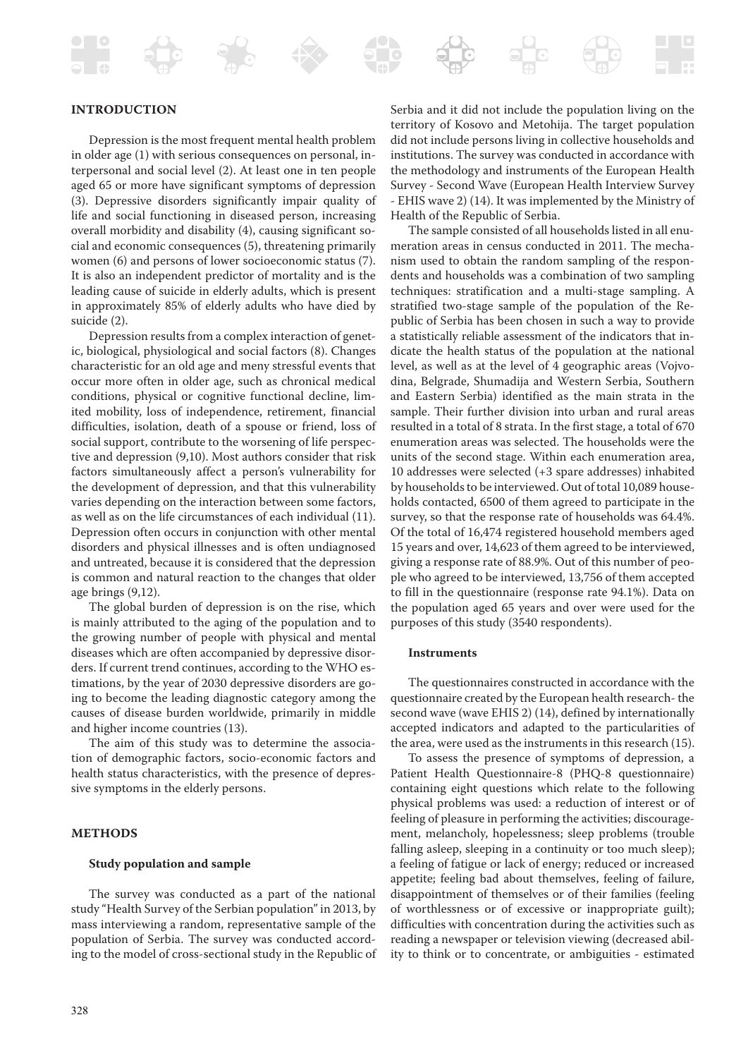## INTRODUCTION

Depression is the most frequent mental health problem in older age (1) with serious consequences on personal, interpersonal and social level (2). At least one in ten people aged 65 or more have significant symptoms of depression (3). Depressive disorders significantly impair quality of life and social functioning in diseased person, increasing overall morbidity and disability (4), causing significant social and economic consequences (5), threatening primarily women (6) and persons of lower socioeconomic status (7). It is also an independent predictor of mortality and is the leading cause of suicide in elderly adults, which is present in approximately 85% of elderly adults who have died by suicide (2).

Depression results from a complex interaction of genetic, biological, physiological and social factors (8). Changes characteristic for an old age and meny stressful events that occur more often in older age, such as chronical medical conditions, physical or cognitive functional decline, limited mobility, loss of independence, retirement, financial difficulties, isolation, death of a spouse or friend, loss of social support, contribute to the worsening of life perspective and depression (9,10). Most authors consider that risk factors simultaneously affect a person's vulnerability for the development of depression, and that this vulnerability varies depending on the interaction between some factors, as well as on the life circumstances of each individual (11). Depression often occurs in conjunction with other mental disorders and physical illnesses and is often undiagnosed and untreated, because it is considered that the depression is common and natural reaction to the changes that older age brings (9,12).

The global burden of depression is on the rise, which is mainly attributed to the aging of the population and to the growing number of people with physical and mental diseases which are often accompanied by depressive disorders. If current trend continues, according to the WHO estimations, by the year of 2030 depressive disorders are going to become the leading diagnostic category among the causes of disease burden worldwide, primarily in middle and higher income countries (13).

The aim of this study was to determine the association of demographic factors, socio-economic factors and health status characteristics, with the presence of depressive symptoms in the elderly persons.

## METHODS

### Study population and sample

The survey was conducted as a part of the national study "Health Survey of the Serbian population" in 2013, by mass interviewing a random, representative sample of the population of Serbia. The survey was conducted according to the model of cross-sectional study in the Republic of Serbia and it did not include the population living on the territory of Kosovo and Metohija. The target population did not include persons living in collective households and institutions. The survey was conducted in accordance with the methodology and instruments of the European Health Survey - Second Wave (European Health Interview Survey - EHIS wave 2) (14). It was implemented by the Ministry of Health of the Republic of Serbia.

The sample consisted of all households listed in all enumeration areas in census conducted in 2011. The mechanism used to obtain the random sampling of the respondents and households was a combination of two sampling techniques: stratification and a multi-stage sampling. A stratified two-stage sample of the population of the Republic of Serbia has been chosen in such a way to provide a statistically reliable assessment of the indicators that indicate the health status of the population at the national level, as well as at the level of 4 geographic areas (Vojvodina, Belgrade, Shumadija and Western Serbia, Southern and Eastern Serbia) identified as the main strata in the sample. Their further division into urban and rural areas resulted in a total of 8 strata. In the first stage, a total of 670 enumeration areas was selected. The households were the units of the second stage. Within each enumeration area, 10 addresses were selected (+3 spare addresses) inhabited by households to be interviewed. Out of total 10,089 households contacted, 6500 of them agreed to participate in the survey, so that the response rate of households was 64.4%. Of the total of 16,474 registered household members aged 15 years and over, 14,623 of them agreed to be interviewed, giving a response rate of 88.9%. Out of this number of people who agreed to be interviewed, 13,756 of them accepted to fill in the questionnaire (response rate 94.1%). Data on the population aged 65 years and over were used for the purposes of this study (3540 respondents).

### Instruments

The questionnaires constructed in accordance with the questionnaire created by the European health research- the second wave (wave EHIS 2) (14), defined by internationally accepted indicators and adapted to the particularities of the area, were used as the instruments in this research (15).

To assess the presence of symptoms of depression, a Patient Health Questionnaire-8 (PHQ-8 questionnaire) containing eight questions which relate to the following physical problems was used: a reduction of interest or of feeling of pleasure in performing the activities; discouragement, melancholy, hopelessness; sleep problems (trouble falling asleep, sleeping in a continuity or too much sleep); a feeling of fatigue or lack of energy; reduced or increased appetite; feeling bad about themselves, feeling of failure, disappointment of themselves or of their families (feeling of worthlessness or of excessive or inappropriate guilt); difficulties with concentration during the activities such as reading a newspaper or television viewing (decreased ability to think or to concentrate, or ambiguities - estimated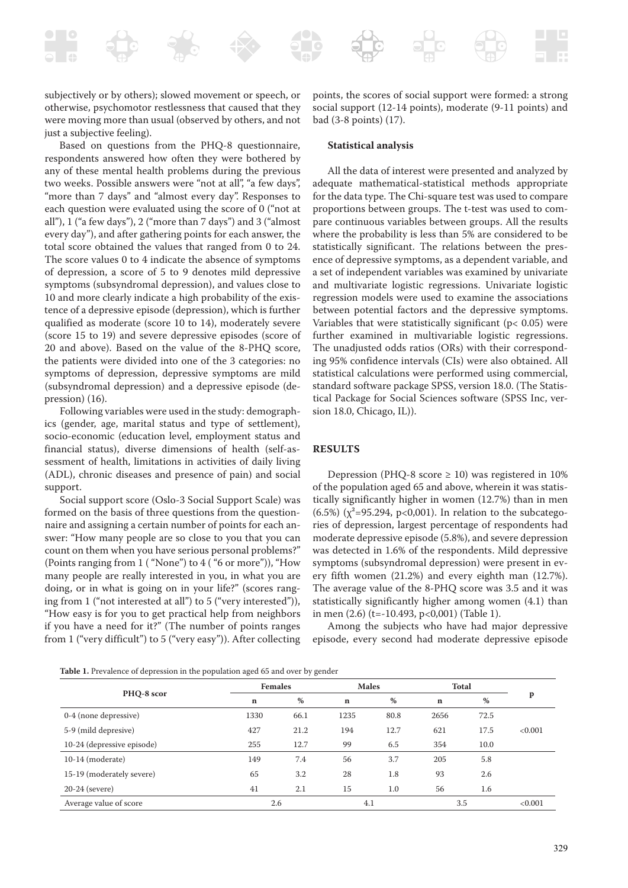subjectively or by others); slowed movement or speech, or otherwise, psychomotor restlessness that caused that they were moving more than usual (observed by others, and not just a subjective feeling).

Based on questions from the PHQ-8 questionnaire, respondents answered how often they were bothered by any of these mental health problems during the previous two weeks. Possible answers were "not at all", "a few days", "more than 7 days" and "almost every day". Responses to each question were evaluated using the score of 0 ("not at all"), 1 ("a few days"), 2 ("more than 7 days") and 3 ("almost every day"), and after gathering points for each answer, the total score obtained the values that ranged from 0 to 24. The score values 0 to 4 indicate the absence of symptoms of depression, a score of 5 to 9 denotes mild depressive symptoms (subsyndromal depression), and values close to 10 and more clearly indicate a high probability of the existence of a depressive episode (depression), which is further qualified as moderate (score 10 to 14), moderately severe (score 15 to 19) and severe depressive episodes (score of 20 and above). Based on the value of the 8-PHQ score, the patients were divided into one of the 3 categories: no symptoms of depression, depressive symptoms are mild (subsyndromal depression) and a depressive episode (depression) (16).

Following variables were used in the study: demographics (gender, age, marital status and type of settlement), socio-economic (education level, employment status and financial status), diverse dimensions of health (self-assessment of health, limitations in activities of daily living (ADL), chronic diseases and presence of pain) and social support.

Social support score (Oslo-3 Social Support Scale) was formed on the basis of three questions from the questionnaire and assigning a certain number of points for each answer: "How many people are so close to you that you can count on them when you have serious personal problems?" (Points ranging from 1 ( "None") to 4 ( "6 or more")), "How many people are really interested in you, in what you are doing, or in what is going on in your life?" (scores ranging from 1 ("not interested at all") to 5 ("very interested")), "How easy is for you to get practical help from neighbors if you have a need for it?" (The number of points ranges from 1 ("very difficult") to 5 ("very easy")). After collecting points, the scores of social support were formed: a strong social support (12-14 points), moderate (9-11 points) and bad (3-8 points) (17).

#### Statistical analysis

All the data of interest were presented and analyzed by adequate mathematical-statistical methods appropriate for the data type. The Chi-square test was used to compare proportions between groups. The t-test was used to compare continuous variables between groups. All the results where the probability is less than 5% are considered to be statistically significant. The relations between the presence of depressive symptoms, as a dependent variable, and a set of independent variables was examined by univariate and multivariate logistic regressions. Univariate logistic regression models were used to examine the associations between potential factors and the depressive symptoms. Variables that were statistically significant ($p< 0.05$) were further examined in multivariable logistic regressions. The unadjusted odds ratios (ORs) with their corresponding 95% confidence intervals (CIs) were also obtained. All statistical calculations were performed using commercial, standard software package SPSS, version 18.0. (The Statistical Package for Social Sciences software (SPSS Inc, version 18.0, Chicago, IL)).

### RESULTS

Depression (PHQ-8 score ≥ 10) was registered in 10% of the population aged 65 and above, wherein it was statistically significantly higher in women (12.7%) than in men (6.5%) ($\chi^2$=95.294, p<0,001). In relation to the subcategories of depression, largest percentage of respondents had moderate depressive episode (5.8%), and severe depression was detected in 1.6% of the respondents. Mild depressive symptoms (subsyndromal depression) were present in every fifth women (21.2%) and every eighth man (12.7%). The average value of the 8-PHQ score was 3.5 and it was statistically significantly higher among women (4.1) than in men (2.6) (t=-10.493, p<0,001) (Table 1).

Among the subjects who have had major depressive episode, every second had moderate depressive episode

**Table 1.** Prevalence of depression in the population aged 65 and over by gender

| PHQ-8 scor | Females | | Males | | Total | | p |
|---|---|---|---|---|---|---|---|
| | n | % | n | % | n | % | |
| 0-4 (none depressive) | 1330 | 66.1 | 1235 | 80.8 | 2656 | 72.5 | |
| 5-9 (mild depresive) | 427 | 21.2 | 194 | 12.7 | 621 | 17.5 | <0.001 |
| 10-24 (depressive episode) | 255 | 12.7 | 99 | 6.5 | 354 | 10.0 | |
| 10-14 (moderate) | 149 | 7.4 | 56 | 3.7 | 205 | 5.8 | |
| 15-19 (moderately severe) | 65 | 3.2 | 28 | 1.8 | 93 | 2.6 | |
| 20-24 (severe) | 41 | 2.1 | 15 | 1.0 | 56 | 1.6 | |
| Average value of score | 2.6 | | 4.1 | | 3.5 | | <0.001 |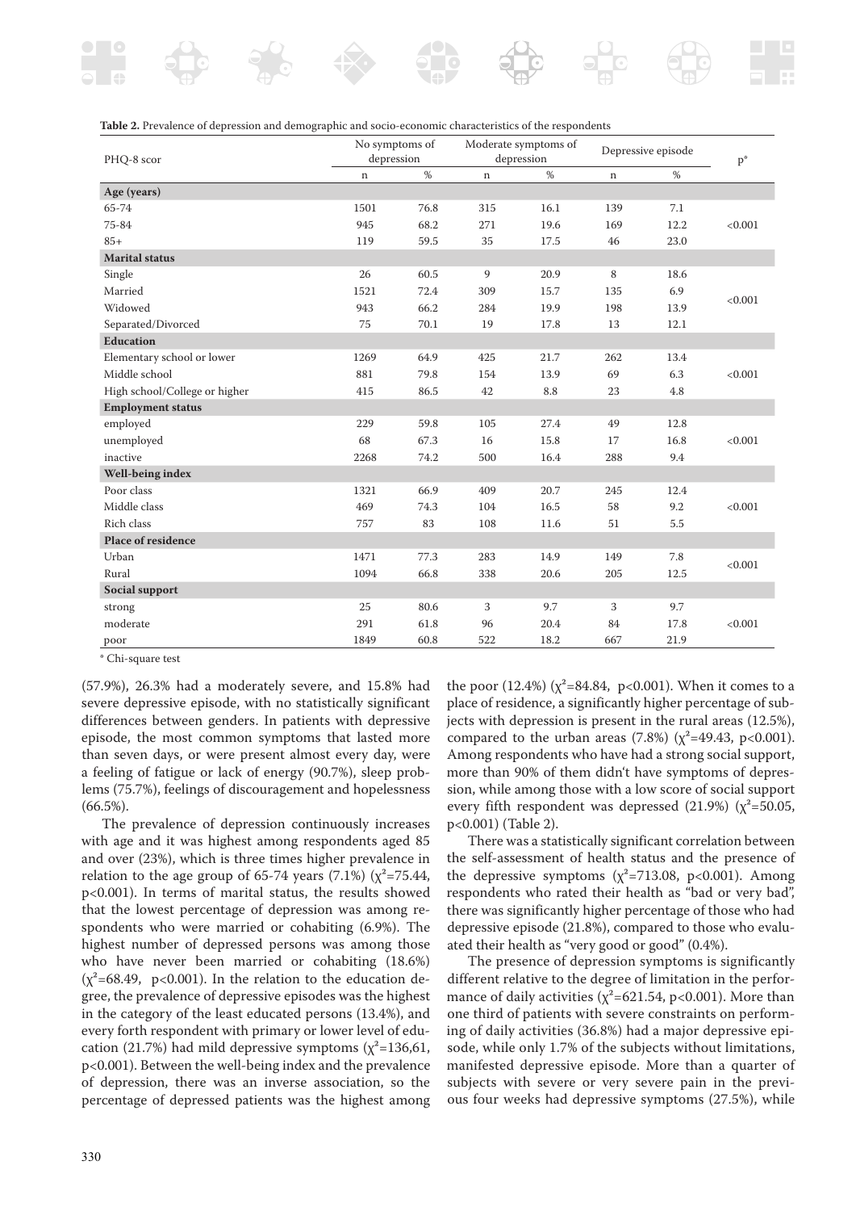**Table 2.** Prevalence of depression and demographic and socio-economic characteristics of the respondents

| PHQ-8 scor | No symptoms of depression | | Moderate symptoms of depression | | Depressive episode | | p* |
|---|---|---|---|---|---|---|---|
| | n | % | n | % | n | % | |
| **Age (years)** | | | | | | | |
| 65-74 | 1501 | 76.8 | 315 | 16.1 | 139 | 7.1 | |
| 75-84 | 945 | 68.2 | 271 | 19.6 | 169 | 12.2 | <0.001 |
| 85+ | 119 | 59.5 | 35 | 17.5 | 46 | 23.0 | |
| **Marital status** | | | | | | | |
| Single | 26 | 60.5 | 9 | 20.9 | 8 | 18.6 | |
| Married | 1521 | 72.4 | 309 | 15.7 | 135 | 6.9 | <0.001 |
| Widowed | 943 | 66.2 | 284 | 19.9 | 198 | 13.9 | |
| Separated/Divorced | 75 | 70.1 | 19 | 17.8 | 13 | 12.1 | |
| **Education** | | | | | | | |
| Elementary school or lower | 1269 | 64.9 | 425 | 21.7 | 262 | 13.4 | |
| Middle school | 881 | 79.8 | 154 | 13.9 | 69 | 6.3 | <0.001 |
| High school/College or higher | 415 | 86.5 | 42 | 8.8 | 23 | 4.8 | |
| **Employment status** | | | | | | | |
| employed | 229 | 59.8 | 105 | 27.4 | 49 | 12.8 | |
| unemployed | 68 | 67.3 | 16 | 15.8 | 17 | 16.8 | <0.001 |
| inactive | 2268 | 74.2 | 500 | 16.4 | 288 | 9.4 | |
| **Well-being index** | | | | | | | |
| Poor class | 1321 | 66.9 | 409 | 20.7 | 245 | 12.4 | |
| Middle class | 469 | 74.3 | 104 | 16.5 | 58 | 9.2 | <0.001 |
| Rich class | 757 | 83 | 108 | 11.6 | 51 | 5.5 | |
| **Place of residence** | | | | | | | |
| Urban | 1471 | 77.3 | 283 | 14.9 | 149 | 7.8 | <0.001 |
| Rural | 1094 | 66.8 | 338 | 20.6 | 205 | 12.5 | |
| **Social support** | | | | | | | |
| strong | 25 | 80.6 | 3 | 9.7 | 3 | 9.7 | |
| moderate | 291 | 61.8 | 96 | 20.4 | 84 | 17.8 | <0.001 |
| poor | 1849 | 60.8 | 522 | 18.2 | 667 | 21.9 | |

* Chi-square test

(57.9%), 26.3% had a moderately severe, and 15.8% had severe depressive episode, with no statistically significant differences between genders. In patients with depressive episode, the most common symptoms that lasted more than seven days, or were present almost every day, were a feeling of fatigue or lack of energy (90.7%), sleep problems (75.7%), feelings of discouragement and hopelessness (66.5%).

The prevalence of depression continuously increases with age and it was highest among respondents aged 85 and over (23%), which is three times higher prevalence in relation to the age group of 65-74 years (7.1%) ($\chi^2$=75.44, p<0.001). In terms of marital status, the results showed that the lowest percentage of depression was among respondents who were married or cohabiting (6.9%). The highest number of depressed persons was among those who have never been married or cohabiting (18.6%) ($\chi^2$=68.49, p<0.001). In the relation to the education degree, the prevalence of depressive episodes was the highest in the category of the least educated persons (13.4%), and every forth respondent with primary or lower level of education (21.7%) had mild depressive symptoms ($\chi^2$=136,61, p<0.001). Between the well-being index and the prevalence of depression, there was an inverse association, so the percentage of depressed patients was the highest among the poor (12.4%) ($\chi^2$=84.84, p<0.001). When it comes to a place of residence, a significantly higher percentage of subjects with depression is present in the rural areas (12.5%), compared to the urban areas (7.8%) ($\chi^2$=49.43, p<0.001). Among respondents who have had a strong social support, more than 90% of them didn't have symptoms of depression, while among those with a low score of social support every fifth respondent was depressed (21.9%) ($\chi^2$=50.05, p<0.001) (Table 2).

There was a statistically significant correlation between the self-assessment of health status and the presence of the depressive symptoms ($\chi^2$=713.08, p<0.001). Among respondents who rated their health as "bad or very bad", there was significantly higher percentage of those who had depressive episode (21.8%), compared to those who evaluated their health as "very good or good" (0.4%).

The presence of depression symptoms is significantly different relative to the degree of limitation in the performance of daily activities ($\chi^2$=621.54, p<0.001). More than one third of patients with severe constraints on performing of daily activities (36.8%) had a major depressive episode, while only 1.7% of the subjects without limitations, manifested depressive episode. More than a quarter of subjects with severe or very severe pain in the previous four weeks had depressive symptoms (27.5%), while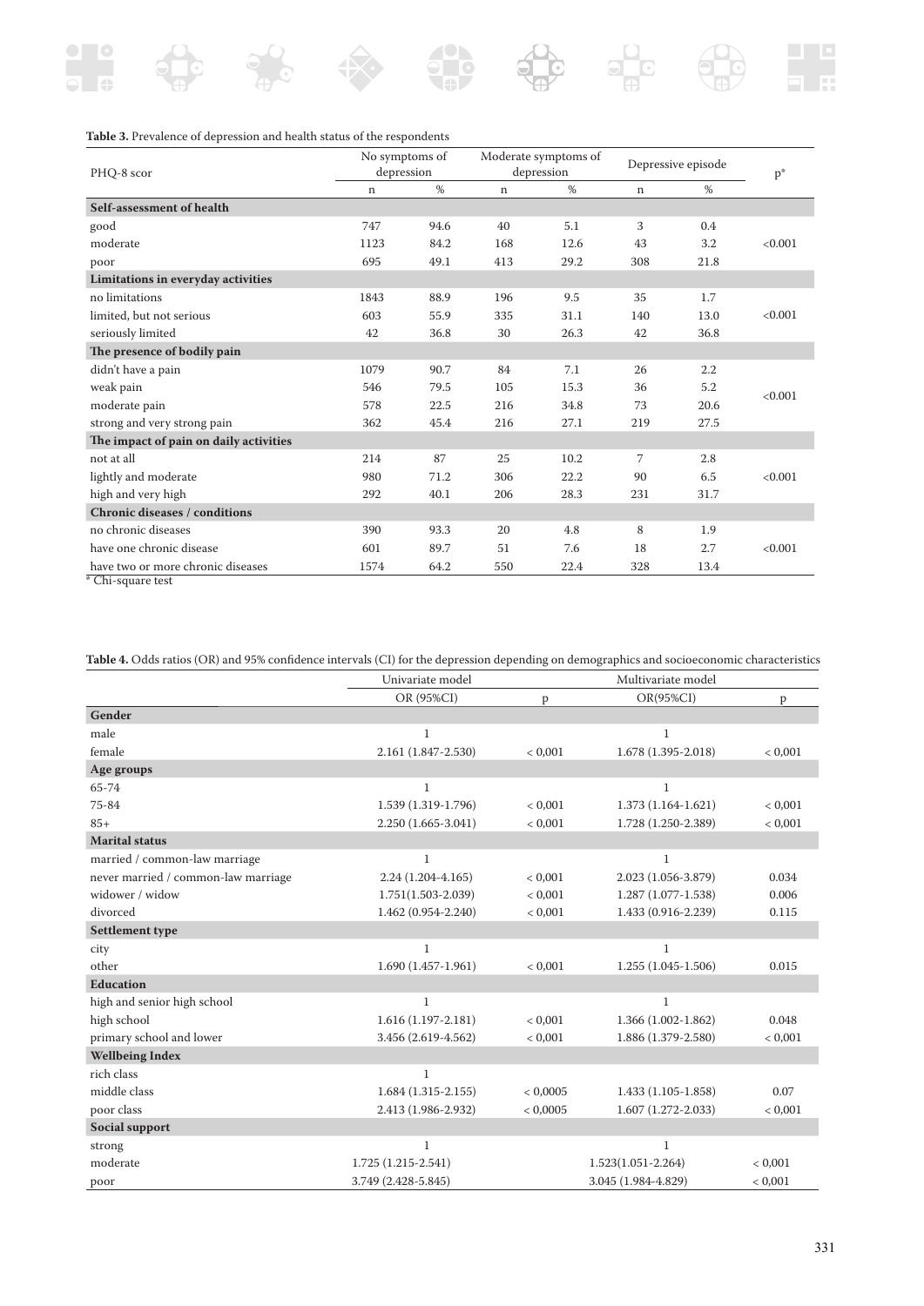**Table 3.** Prevalence of depression and health status of the respondents

| PHQ-8 scor | No symptoms of depression | | Moderate symptoms of depression | | Depressive episode | | p* |
|---|---|---|---|---|---|---|---|
| | n | % | n | % | n | % | |
| **Self-assessment of health** | | | | | | | |
| good | 747 | 94.6 | 40 | 5.1 | 3 | 0.4 | |
| moderate | 1123 | 84.2 | 168 | 12.6 | 43 | 3.2 | <0.001 |
| poor | 695 | 49.1 | 413 | 29.2 | 308 | 21.8 | |
| **Limitations in everyday activities** | | | | | | | |
| no limitations | 1843 | 88.9 | 196 | 9.5 | 35 | 1.7 | |
| limited, but not serious | 603 | 55.9 | 335 | 31.1 | 140 | 13.0 | <0.001 |
| seriously limited | 42 | 36.8 | 30 | 26.3 | 42 | 36.8 | |
| **The presence of bodily pain** | | | | | | | |
| didn't have a pain | 1079 | 90.7 | 84 | 7.1 | 26 | 2.2 | |
| weak pain | 546 | 79.5 | 105 | 15.3 | 36 | 5.2 | <0.001 |
| moderate pain | 578 | 22.5 | 216 | 34.8 | 73 | 20.6 | |
| strong and very strong pain | 362 | 45.4 | 216 | 27.1 | 219 | 27.5 | |
| **The impact of pain on daily activities** | | | | | | | |
| not at all | 214 | 87 | 25 | 10.2 | 7 | 2.8 | |
| lightly and moderate | 980 | 71.2 | 306 | 22.2 | 90 | 6.5 | <0.001 |
| high and very high | 292 | 40.1 | 206 | 28.3 | 231 | 31.7 | |
| **Chronic diseases / conditions** | | | | | | | |
| no chronic diseases | 390 | 93.3 | 20 | 4.8 | 8 | 1.9 | |
| have one chronic disease | 601 | 89.7 | 51 | 7.6 | 18 | 2.7 | <0.001 |
| have two or more chronic diseases | 1574 | 64.2 | 550 | 22.4 | 328 | 13.4 | |

* Chi-square test

**Table 4.** Odds ratios (OR) and 95% confidence intervals (CI) for the depression depending on demographics and socioeconomic characteristics

| | Univariate model | | Multivariate model | |
|---|---|---|---|---|
| | OR (95%CI) | p | OR(95%CI) | p |
| **Gender** | | | | |
| male | 1 | | 1 | |
| female | 2.161 (1.847-2.530) | < 0,001 | 1.678 (1.395-2.018) | < 0,001 |
| **Age groups** | | | | |
| 65-74 | 1 | | 1 | |
| 75-84 | 1.539 (1.319-1.796) | < 0,001 | 1.373 (1.164-1.621) | < 0,001 |
| 85+ | 2.250 (1.665-3.041) | < 0,001 | 1.728 (1.250-2.389) | < 0,001 |
| **Marital status** | | | | |
| married / common-law marriage | 1 | | 1 | |
| never married / common-law marriage | 2.24 (1.204-4.165) | < 0,001 | 2.023 (1.056-3.879) | 0.034 |
| widower / widow | 1.751(1.503-2.039) | < 0,001 | 1.287 (1.077-1.538) | 0.006 |
| divorced | 1.462 (0.954-2.240) | < 0,001 | 1.433 (0.916-2.239) | 0.115 |
| **Settlement type** | | | | |
| city | 1 | | 1 | |
| other | 1.690 (1.457-1.961) | < 0,001 | 1.255 (1.045-1.506) | 0.015 |
| **Education** | | | | |
| high and senior high school | 1 | | 1 | |
| high school | 1.616 (1.197-2.181) | < 0,001 | 1.366 (1.002-1.862) | 0.048 |
| primary school and lower | 3.456 (2.619-4.562) | < 0,001 | 1.886 (1.379-2.580) | < 0,001 |
| **Wellbeing Index** | | | | |
| rich class | 1 | | | |
| middle class | 1.684 (1.315-2.155) | < 0,0005 | 1.433 (1.105-1.858) | 0.07 |
| poor class | 2.413 (1.986-2.932) | < 0,0005 | 1.607 (1.272-2.033) | < 0,001 |
| **Social support** | | | | |
| strong | 1 | | 1 | |
| moderate | 1.725 (1.215-2.541) | | 1.523(1.051-2.264) | < 0,001 |
| poor | 3.749 (2.428-5.845) | | 3.045 (1.984-4.829) | < 0,001 |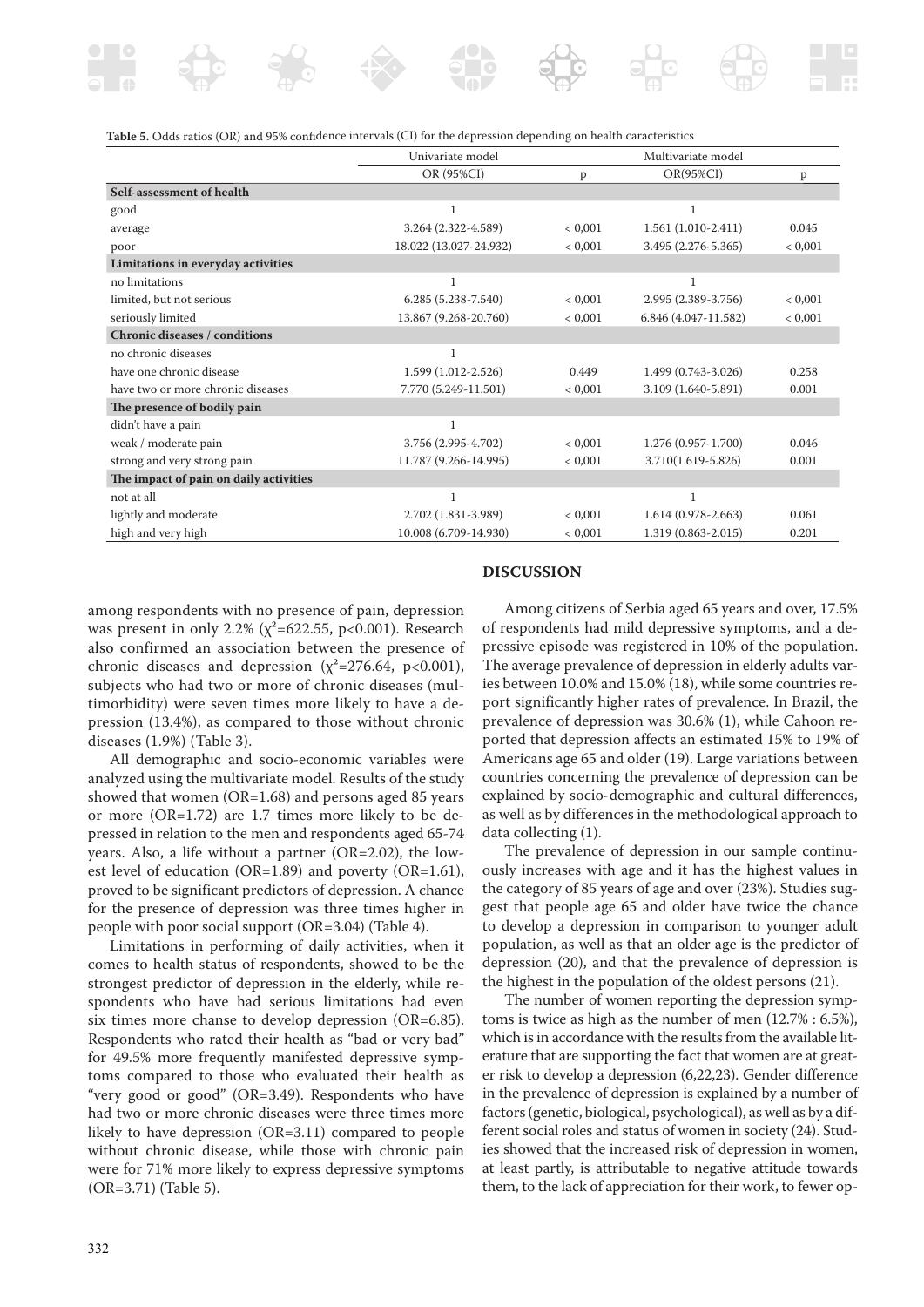**Table 5.** Odds ratios (OR) and 95% confidence intervals (CI) for the depression depending on health caracteristics

| | Univariate model | | Multivariate model | |
|---|---|---|---|---|
| | OR (95%CI) | p | OR(95%CI) | p |
| **Self-assessment of health** | | | | |
| good | 1 | | 1 | |
| average | 3.264 (2.322-4.589) | < 0,001 | 1.561 (1.010-2.411) | 0.045 |
| poor | 18.022 (13.027-24.932) | < 0,001 | 3.495 (2.276-5.365) | < 0,001 |
| **Limitations in everyday activities** | | | | |
| no limitations | 1 | | 1 | |
| limited, but not serious | 6.285 (5.238-7.540) | < 0,001 | 2.995 (2.389-3.756) | < 0,001 |
| seriously limited | 13.867 (9.268-20.760) | < 0,001 | 6.846 (4.047-11.582) | < 0,001 |
| **Chronic diseases / conditions** | | | | |
| no chronic diseases | 1 | | | |
| have one chronic disease | 1.599 (1.012-2.526) | 0.449 | 1.499 (0.743-3.026) | 0.258 |
| have two or more chronic diseases | 7.770 (5.249-11.501) | < 0,001 | 3.109 (1.640-5.891) | 0.001 |
| **The presence of bodily pain** | | | | |
| didn't have a pain | 1 | | | |
| weak / moderate pain | 3.756 (2.995-4.702) | < 0,001 | 1.276 (0.957-1.700) | 0.046 |
| strong and very strong pain | 11.787 (9.266-14.995) | < 0,001 | 3.710(1.619-5.826) | 0.001 |
| **The impact of pain on daily activities** | | | | |
| not at all | 1 | | 1 | |
| lightly and moderate | 2.702 (1.831-3.989) | < 0,001 | 1.614 (0.978-2.663) | 0.061 |
| high and very high | 10.008 (6.709-14.930) | < 0,001 | 1.319 (0.863-2.015) | 0.201 |

among respondents with no presence of pain, depression was present in only 2.2% ($\chi^2$=622.55, p<0.001). Research also confirmed an association between the presence of chronic diseases and depression ($\chi^2$=276.64, p<0.001), subjects who had two or more of chronic diseases (multimorbidity) were seven times more likely to have a depression (13.4%), as compared to those without chronic diseases (1.9%) (Table 3).

All demographic and socio-economic variables were analyzed using the multivariate model. Results of the study showed that women (OR=1.68) and persons aged 85 years or more (OR=1.72) are 1.7 times more likely to be depressed in relation to the men and respondents aged 65-74 years. Also, a life without a partner (OR=2.02), the lowest level of education (OR=1.89) and poverty (OR=1.61), proved to be significant predictors of depression. A chance for the presence of depression was three times higher in people with poor social support (OR=3.04) (Table 4).

Limitations in performing of daily activities, when it comes to health status of respondents, showed to be the strongest predictor of depression in the elderly, while respondents who have had serious limitations had even six times more chanse to develop depression (OR=6.85). Respondents who rated their health as "bad or very bad" for 49.5% more frequently manifested depressive symptoms compared to those who evaluated their health as "very good or good" (OR=3.49). Respondents who have had two or more chronic diseases were three times more likely to have depression (OR=3.11) compared to people without chronic disease, while those with chronic pain were for 71% more likely to express depressive symptoms (OR=3.71) (Table 5).

## DISCUSSION

Among citizens of Serbia aged 65 years and over, 17.5% of respondents had mild depressive symptoms, and a depressive episode was registered in 10% of the population. The average prevalence of depression in elderly adults varies between 10.0% and 15.0% (18), while some countries report significantly higher rates of prevalence. In Brazil, the prevalence of depression was 30.6% (1), while Cahoon reported that depression affects an estimated 15% to 19% of Americans age 65 and older (19). Large variations between countries concerning the prevalence of depression can be explained by socio-demographic and cultural differences, as well as by differences in the methodological approach to data collecting (1).

The prevalence of depression in our sample continuously increases with age and it has the highest values in the category of 85 years of age and over (23%). Studies suggest that people age 65 and older have twice the chance to develop a depression in comparison to younger adult population, as well as that an older age is the predictor of depression (20), and that the prevalence of depression is the highest in the population of the oldest persons (21).

The number of women reporting the depression symptoms is twice as high as the number of men (12.7% : 6.5%), which is in accordance with the results from the available literature that are supporting the fact that women are at greater risk to develop a depression (6,22,23). Gender difference in the prevalence of depression is explained by a number of factors (genetic, biological, psychological), as well as by a different social roles and status of women in society (24). Studies showed that the increased risk of depression in women, at least partly, is attributable to negative attitude towards them, to the lack of appreciation for their work, to fewer op-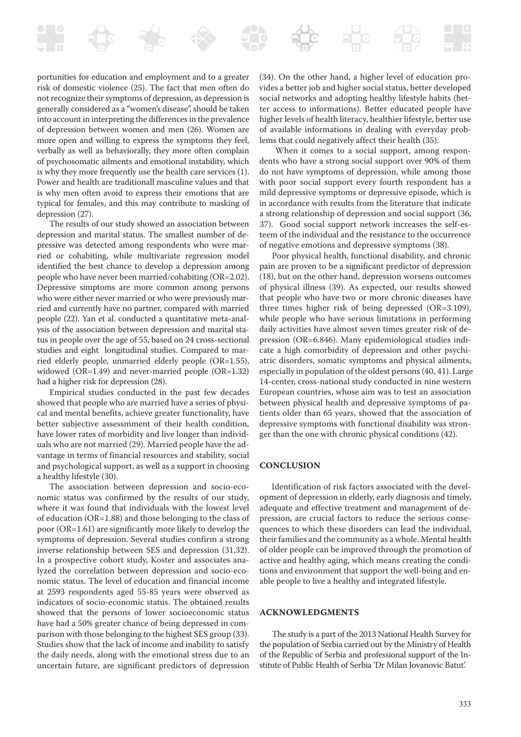portunities for education and employment and to a greater risk of domestic violence (25). The fact that men often do not recognize their symptoms of depression, as depression is generally considered as a "women's disease", should be taken into account in interpreting the differences in the prevalence of depression between women and men (26). Women are more open and willing to express the symptoms they feel, verbally as well as behaviorally, they more often complain of psychosomatic ailments and emotional instability, which is why they more frequently use the health care services (1). Power and health are traditionall masculine values and that is why men often avoid to express their emotions that are typical for females, and this may contribute to masking of depression (27).

The results of our study showed an association between depression and marital status. The smallest number of depressive was detected among respondents who were married or cohabiting, while multivariate regression model identified the best chance to develop a depression among people who have never been married/cohabiting (OR=2.02). Depressive simptoms are more common among persons who were either never married or who were previously married and currently have no partner, compared with married people (22). Yan et al. conducted a quantitative meta-analysis of the association between depression and marital status in people over the age of 55, based on 24 cross-sectional studies and eight longitudinal studies. Compared to married elderly people, unmarried elderly people (OR=1.55), widowed (OR=1.49) and never-married people (OR=1.32) had a higher risk for depression (28).

Empirical studies conducted in the past few decades showed that people who are married have a series of physical and mental benefits, achieve greater functionality, have better subjective assessmment of their health condition, have lower rates of morbidity and live longer than individuals who are not married (29). Married people have the advantage in terms of financial resources and stability, social and psychological support, as well as a support in choosing a healthy lifestyle (30).

The association between depression and socio-economic status was confirmed by the results of our study, where it was found that individuals with the lowest level of education (OR=1.88) and those belonging to the class of poor (OR=1.61) are significantly more likely to develop the symptoms of depression. Several studies confirm a strong inverse relationship between SES and depression (31,32). In a prospective cohort study, Koster and associates analyzed the correlation between depression and socio-economic status. The level of education and financial income at 2593 respondents aged 55-85 years were observed as indicators of socio-economic status. The obtained results showed that the persons of lower socioeconomic status have had a 50% greater chance of being depressed in comparison with those belonging to the highest SES group (33). Studies show that the lack of income and inability to satisfy the daily needs, along with the emotional stress due to an uncertain future, are significant predictors of depression (34). On the other hand, a higher level of education provides a better job and higher social status, better developed social networks and adopting healthy lifestyle habits (better access to informations). Better educated people have higher levels of health literacy, healthier lifestyle, better use of available informations in dealing with everyday problems that could negatively affect their health (35).

When it comes to a social support, among respondents who have a strong social support over 90% of them do not have symptoms of depression, while among those with poor social support every fourth respondent has a mild depressive symptoms or depressive episode, which is in accordance with results from the literature that indicate a strong relationship of depression and social support (36, 37). Good social support network increases the self-esteem of the individual and the resistance to the occurrence of negative emotions and depressive symptoms (38).

Poor physical health, functional disability, and chronic pain are proven to be a significant predictor of depression (18), but on the other hand, depression worsens outcomes of physical illness (39). As expected, our results showed that people who have two or more chronic diseases have three times higher risk of being depressed (OR=3.109), while people who have serious limitations in performing daily activities have almost seven times greater risk of depression (OR=6.846). Many epidemiological studies indicate a high comorbidity of depression and other psychiatric disorders, somatic symptoms and physical ailments, especially in population of the oldest persons (40, 41). Large 14-center, cross-national study conducted in nine western European countries, whose aim was to test an association between physical health and depressive symptoms of patients older than 65 years, showed that the association of depressive symptoms with functional disability was stronger than the one with chronic physical conditions (42).

## CONCLUSION

Identification of risk factors associated with the development of depression in elderly, early diagnosis and timely, adequate and effective treatment and management of depression, are crucial factors to reduce the serious consequences to which these disorders can lead the individual, their families and the community as a whole. Mental health of older people can be improved through the promotion of active and healthy aging, which means creating the conditions and environment that support the well-being and enable people to live a healthy and integrated lifestyle.

## ACKNOWLEDGMENTS

The study is a part of the 2013 National Health Survey for the population of Serbia carried out by the Ministry of Health of the Republic of Serbia and professional support of the Institute of Public Health of Serbia 'Dr Milan Jovanovic Batut'.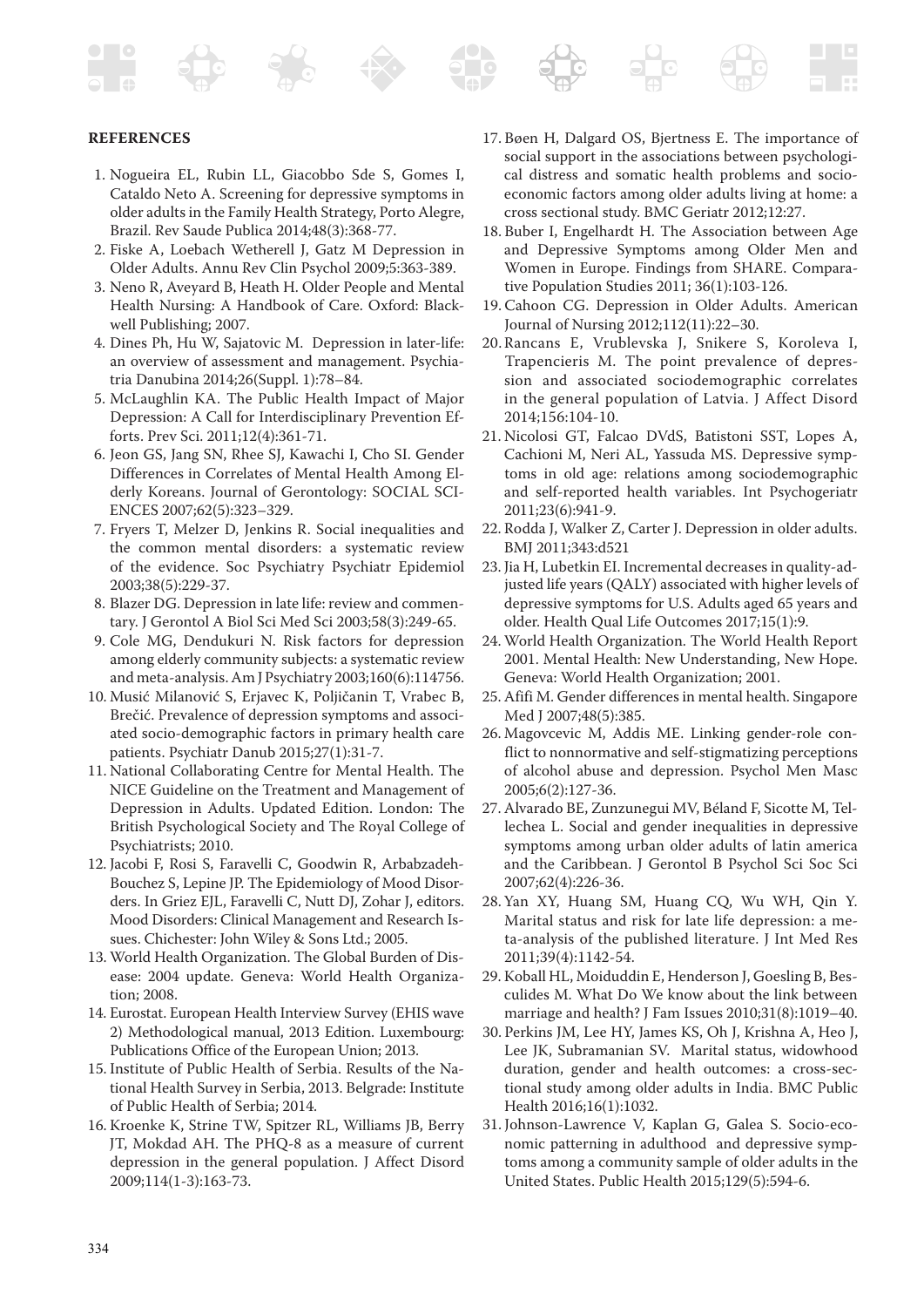## REFERENCES

1. Nogueira EL, Rubin LL, Giacobbo Sde S, Gomes I, Cataldo Neto A. Screening for depressive symptoms in older adults in the Family Health Strategy, Porto Alegre, Brazil. Rev Saude Publica 2014;48(3):368-77.
2. Fiske A, Loebach Wetherell J, Gatz M Depression in Older Adults. Annu Rev Clin Psychol 2009;5:363-389.
3. Neno R, Aveyard B, Heath H. Older People and Mental Health Nursing: A Handbook of Care. Oxford: Blackwell Publishing; 2007.
4. Dines Ph, Hu W, Sajatovic M. Depression in later-life: an overview of assessment and management. Psychiatria Danubina 2014;26(Suppl. 1):78–84.
5. McLaughlin KA. The Public Health Impact of Major Depression: A Call for Interdisciplinary Prevention Efforts. Prev Sci. 2011;12(4):361-71.
6. Jeon GS, Jang SN, Rhee SJ, Kawachi I, Cho SI. Gender Differences in Correlates of Mental Health Among Elderly Koreans. Journal of Gerontology: SOCIAL SCIENCES 2007;62(5):323–329.
7. Fryers T, Melzer D, Jenkins R. Social inequalities and the common mental disorders: a systematic review of the evidence. Soc Psychiatry Psychiatr Epidemiol 2003;38(5):229-37.
8. Blazer DG. Depression in late life: review and commentary. J Gerontol A Biol Sci Med Sci 2003;58(3):249-65.
9. Cole MG, Dendukuri N. Risk factors for depression among elderly community subjects: a systematic review and meta-analysis. Am J Psychiatry 2003;160(6):114756.
10. Musić Milanović S, Erjavec K, Poljičanin T, Vrabec B, Brečić. Prevalence of depression symptoms and associated socio-demographic factors in primary health care patients. Psychiatr Danub 2015;27(1):31-7.
11. National Collaborating Centre for Mental Health. The NICE Guideline on the Treatment and Management of Depression in Adults. Updated Edition. London: The British Psychological Society and The Royal College of Psychiatrists; 2010.
12. Jacobi F, Rosi S, Faravelli C, Goodwin R, Arbabzadeh-Bouchez S, Lepine JP. The Epidemiology of Mood Disorders. In Griez EJL, Faravelli C, Nutt DJ, Zohar J, editors. Mood Disorders: Clinical Management and Research Issues. Chichester: John Wiley & Sons Ltd.; 2005.
13. World Health Organization. The Global Burden of Disease: 2004 update. Geneva: World Health Organization; 2008.
14. Eurostat. European Health Interview Survey (EHIS wave 2) Methodological manual, 2013 Edition. Luxembourg: Publications Office of the European Union; 2013.
15. Institute of Public Health of Serbia. Results of the National Health Survey in Serbia, 2013. Belgrade: Institute of Public Health of Serbia; 2014.
16. Kroenke K, Strine TW, Spitzer RL, Williams JB, Berry JT, Mokdad AH. The PHQ-8 as a measure of current depression in the general population. J Affect Disord 2009;114(1-3):163-73.
17. Bøen H, Dalgard OS, Bjertness E. The importance of social support in the associations between psychological distress and somatic health problems and socio-economic factors among older adults living at home: a cross sectional study. BMC Geriatr 2012;12:27.
18. Buber I, Engelhardt H. The Association between Age and Depressive Symptoms among Older Men and Women in Europe. Findings from SHARE. Comparative Population Studies 2011; 36(1):103-126.
19. Cahoon CG. Depression in Older Adults. American Journal of Nursing 2012;112(11):22–30.
20. Rancans E, Vrublevska J, Snikere S, Koroleva I, Trapencieris M. The point prevalence of depression and associated sociodemographic correlates in the general population of Latvia. J Affect Disord 2014;156:104-10.
21. Nicolosi GT, Falcao DVdS, Batistoni SST, Lopes A, Cachioni M, Neri AL, Yassuda MS. Depressive symptoms in old age: relations among sociodemographic and self-reported health variables. Int Psychogeriatr 2011;23(6):941-9.
22. Rodda J, Walker Z, Carter J. Depression in older adults. BMJ 2011;343:d521
23. Jia H, Lubetkin EI. Incremental decreases in quality-adjusted life years (QALY) associated with higher levels of depressive symptoms for U.S. Adults aged 65 years and older. Health Qual Life Outcomes 2017;15(1):9.
24. World Health Organization. The World Health Report 2001. Mental Health: New Understanding, New Hope. Geneva: World Health Organization; 2001.
25. Afifi M. Gender differences in mental health. Singapore Med J 2007;48(5):385.
26. Magovcevic M, Addis ME. Linking gender-role conflict to nonnormative and self-stigmatizing perceptions of alcohol abuse and depression. Psychol Men Masc 2005;6(2):127-36.
27. Alvarado BE, Zunzunegui MV, Béland F, Sicotte M, Tellechea L. Social and gender inequalities in depressive symptoms among urban older adults of latin america and the Caribbean. J Gerontol B Psychol Sci Soc Sci 2007;62(4):226-36.
28. Yan XY, Huang SM, Huang CQ, Wu WH, Qin Y. Marital status and risk for late life depression: a meta-analysis of the published literature. J Int Med Res 2011;39(4):1142-54.
29. Koball HL, Moiduddin E, Henderson J, Goesling B, Besculides M. What Do We know about the link between marriage and health? J Fam Issues 2010;31(8):1019–40.
30. Perkins JM, Lee HY, James KS, Oh J, Krishna A, Heo J, Lee JK, Subramanian SV. Marital status, widowhood duration, gender and health outcomes: a cross-sectional study among older adults in India. BMC Public Health 2016;16(1):1032.
31. Johnson-Lawrence V, Kaplan G, Galea S. Socio-economic patterning in adulthood and depressive symptoms among a community sample of older adults in the United States. Public Health 2015;129(5):594-6.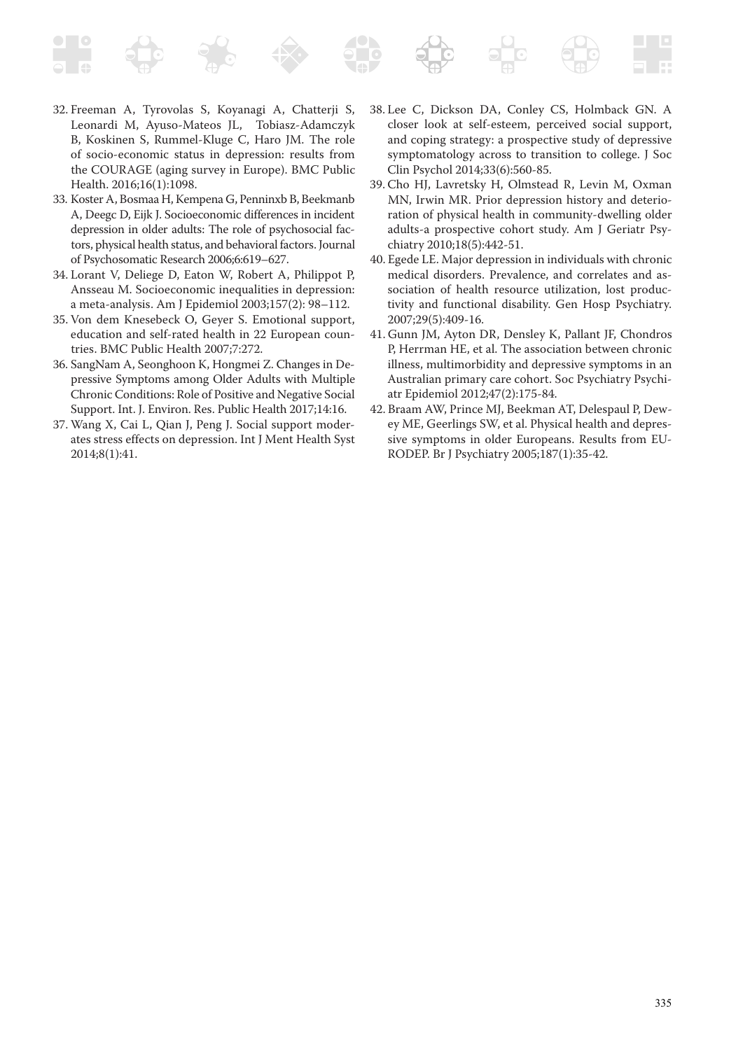32. Freeman A, Tyrovolas S, Koyanagi A, Chatterji S, Leonardi M, Ayuso-Mateos JL, Tobiasz-Adamczyk B, Koskinen S, Rummel-Kluge C, Haro JM. The role of socio-economic status in depression: results from the COURAGE (aging survey in Europe). BMC Public Health. 2016;16(1):1098.
33. Koster A, Bosmaa H, Kempena G, Penninxb B, Beekmanb A, Deegc D, Eijk J. Socioeconomic differences in incident depression in older adults: The role of psychosocial factors, physical health status, and behavioral factors. Journal of Psychosomatic Research 2006;6:619–627.
34. Lorant V, Deliege D, Eaton W, Robert A, Philippot P, Ansseau M. Socioeconomic inequalities in depression: a meta-analysis. Am J Epidemiol 2003;157(2): 98–112.
35. Von dem Knesebeck O, Geyer S. Emotional support, education and self-rated health in 22 European countries. BMC Public Health 2007;7:272.
36. SangNam A, Seonghoon K, Hongmei Z. Changes in Depressive Symptoms among Older Adults with Multiple Chronic Conditions: Role of Positive and Negative Social Support. Int. J. Environ. Res. Public Health 2017;14:16.
37. Wang X, Cai L, Qian J, Peng J. Social support moderates stress effects on depression. Int J Ment Health Syst 2014;8(1):41.
38. Lee C, Dickson DA, Conley CS, Holmback GN. A closer look at self-esteem, perceived social support, and coping strategy: a prospective study of depressive symptomatology across to transition to college. J Soc Clin Psychol 2014;33(6):560-85.
39. Cho HJ, Lavretsky H, Olmstead R, Levin M, Oxman MN, Irwin MR. Prior depression history and deterioration of physical health in community-dwelling older adults-a prospective cohort study. Am J Geriatr Psychiatry 2010;18(5):442-51.
40. Egede LE. Major depression in individuals with chronic medical disorders. Prevalence, and correlates and association of health resource utilization, lost productivity and functional disability. Gen Hosp Psychiatry. 2007;29(5):409-16.
41. Gunn JM, Ayton DR, Densley K, Pallant JF, Chondros P, Herrman HE, et al. The association between chronic illness, multimorbidity and depressive symptoms in an Australian primary care cohort. Soc Psychiatry Psychiatr Epidemiol 2012;47(2):175-84.
42. Braam AW, Prince MJ, Beekman AT, Delespaul P, Dewey ME, Geerlings SW, et al. Physical health and depressive symptoms in older Europeans. Results from EURODEP. Br J Psychiatry 2005;187(1):35-42.